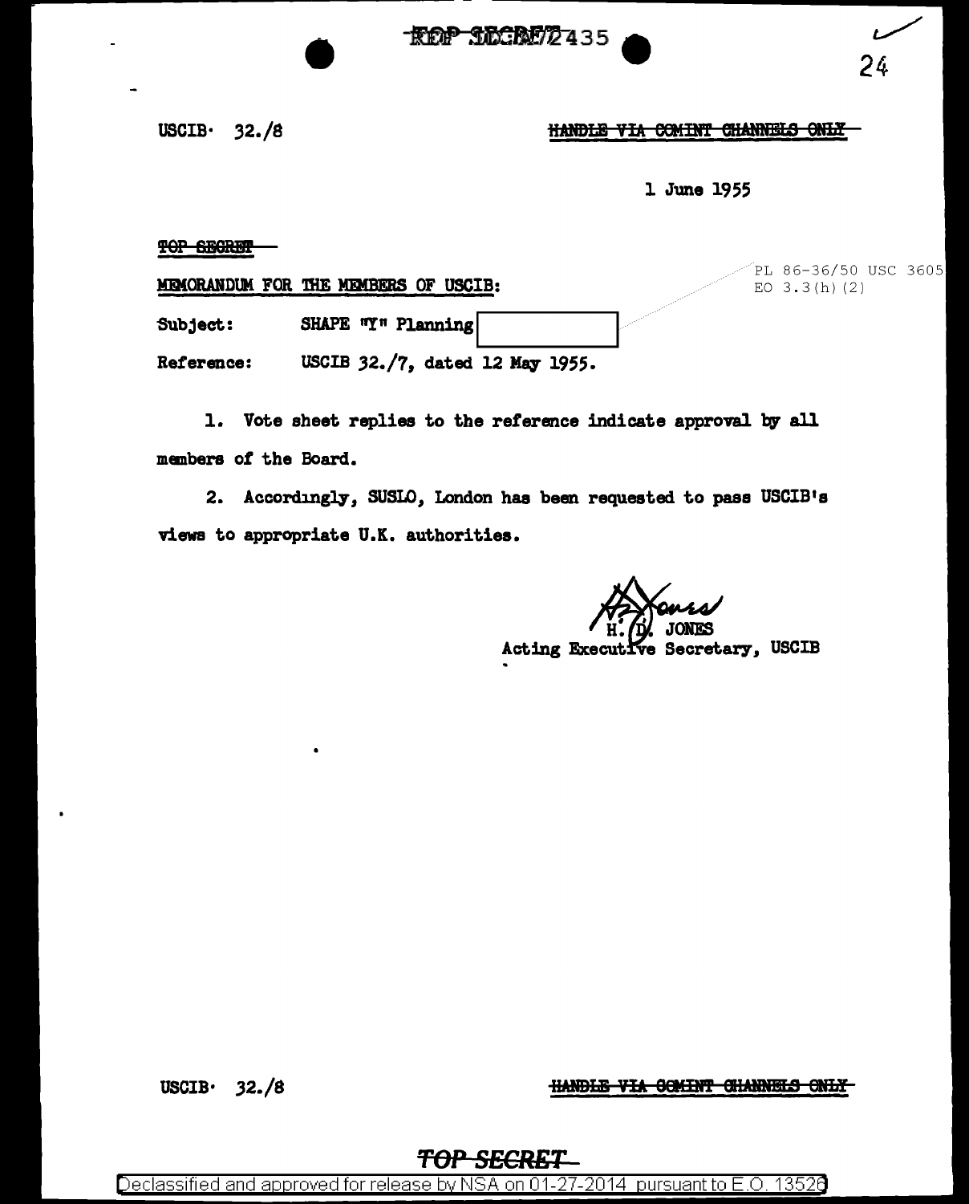USCIB· 32./8

HANDLE VIA COMINT CHANNELS ONLY

1 June 1955

TOP SECRET

PL 86-36/50 USC 3605
EO 3.3(h)(2)

MEMORANDUM FOR THE MEMBERS OF USCIB:

Subject: SHAPE "Y" Planning [ ]

Reference: USCIB 32./7, dated 12 May 1955.

1. Vote sheet replies to the reference indicate approval by all members of the Board.

2. Accordingly, SUSLO, London has been requested to pass USCIB's views to appropriate U.K. authorities.

H. D. JONES
Acting Executive Secretary, USCIB

USCIB· 32./8

HANDLE VIA COMINT CHANNELS ONLY

TOP SECRET

Declassified and approved for release by NSA on 01-27-2014 pursuant to E.O. 13526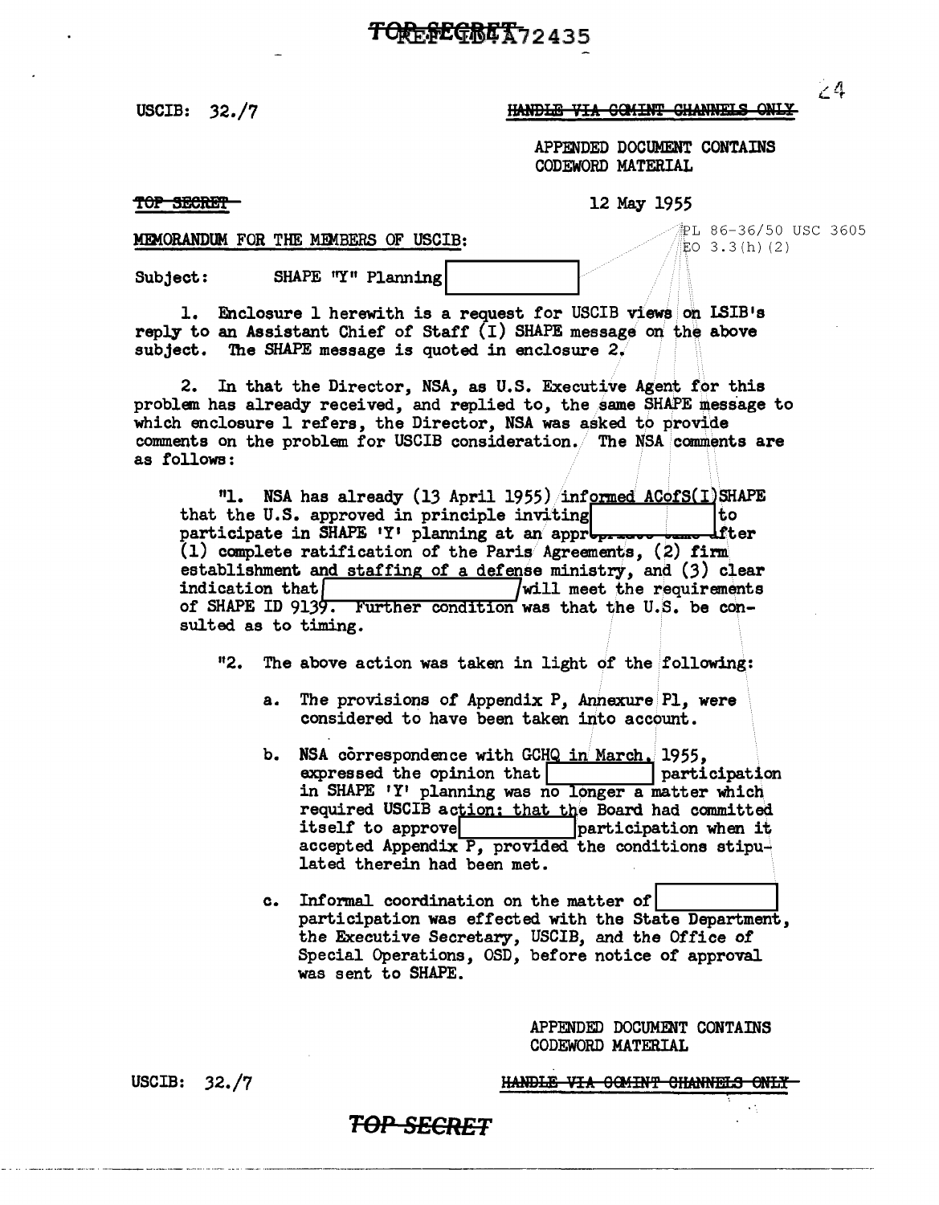USCIB: 32./7

~~HANDLE VIA COMINT CHANNELS ONLY~~

APPENDED DOCUMENT CONTAINS
CODEWORD MATERIAL

~~TOP SECRET~~

12 May 1955

PL 86-36/50 USC 3605
EO 3.3(h)(2)

MEMORANDUM FOR THE MEMBERS OF USCIB:

Subject: SHAPE "Y" Planning [ ]

1. Enclosure 1 herewith is a request for USCIB views on LSIB's reply to an Assistant Chief of Staff (I) SHAPE message on the above subject. The SHAPE message is quoted in enclosure 2.

2. In that the Director, NSA, as U.S. Executive Agent for this problem has already received, and replied to, the same SHAPE message to which enclosure 1 refers, the Director, NSA was asked to provide comments on the problem for USCIB consideration. The NSA comments are as follows:

> "1. NSA has already (13 April 1955) informed ACofS(I)SHAPE that the U.S. approved in principle inviting [ ] to participate in SHAPE 'Y' planning at an appropriate time after (1) complete ratification of the Paris Agreements, (2) firm establishment and staffing of a defense ministry, and (3) clear indication that [ ] will meet the requirements of SHAPE ID 9139. Further condition was that the U.S. be consulted as to timing.
>
> "2. The above action was taken in light of the following:
>
> a. The provisions of Appendix P, Annexure P1, were considered to have been taken into account.
>
> b. NSA correspondence with GCHQ in March, 1955, expressed the opinion that [ ] participation in SHAPE 'Y' planning was no longer a matter which required USCIB action: that the Board had committed itself to approve [ ] participation when it accepted Appendix P, provided the conditions stipulated therein had been met.
>
> c. Informal coordination on the matter of [ ] participation was effected with the State Department, the Executive Secretary, USCIB, and the Office of Special Operations, OSD, before notice of approval was sent to SHAPE.

APPENDED DOCUMENT CONTAINS
CODEWORD MATERIAL

USCIB: 32./7

~~HANDLE VIA COMINT CHANNELS ONLY~~

~~TOP SECRET~~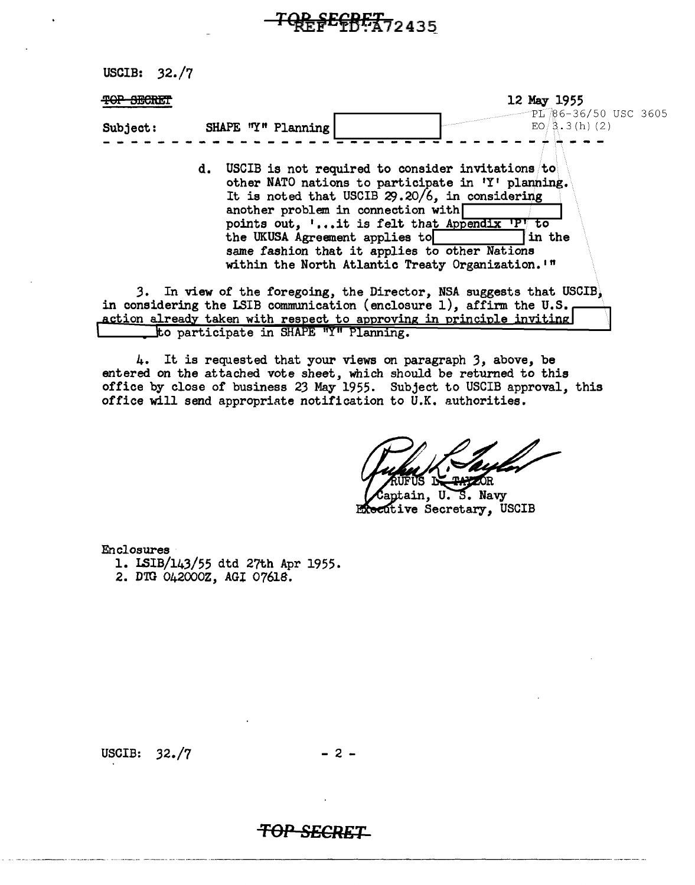USCIB: 32./7

~~TOP SECRET~~ 12 May 1955

PL 86-36/50 USC 3605
EO 3.3(h)(2)

Subject: SHAPE "Y" Planning [redacted]

- - - - - - - - - - - - - - - - - - - - - - - - - - - - - - - -

d. USCIB is not required to consider invitations to other NATO nations to participate in 'Y' planning. It is noted that USCIB 29.20/6, in considering another problem in connection with [redacted] points out, '...it is felt that Appendix 'P' to the UKUSA Agreement applies to [redacted] in the same fashion that it applies to other Nations within the North Atlantic Treaty Organization.'"

3. In view of the foregoing, the Director, NSA suggests that USCIB, in considering the LSIB communication (enclosure 1), affirm the U.S. action already taken with respect to approving in principle inviting [redacted] to participate in SHAPE "Y" Planning.

4. It is requested that your views on paragraph 3, above, be entered on the attached vote sheet, which should be returned to this office by close of business 23 May 1955. Subject to USCIB approval, this office will send appropriate notification to U.K. authorities.

RUFUS L. TAYLOR
Captain, U. S. Navy
Executive Secretary, USCIB

Enclosures
1. LSIB/143/55 dtd 27th Apr 1955.
2. DTG 042000Z, AGI 07618.

USCIB: 32./7

~~TOP SECRET~~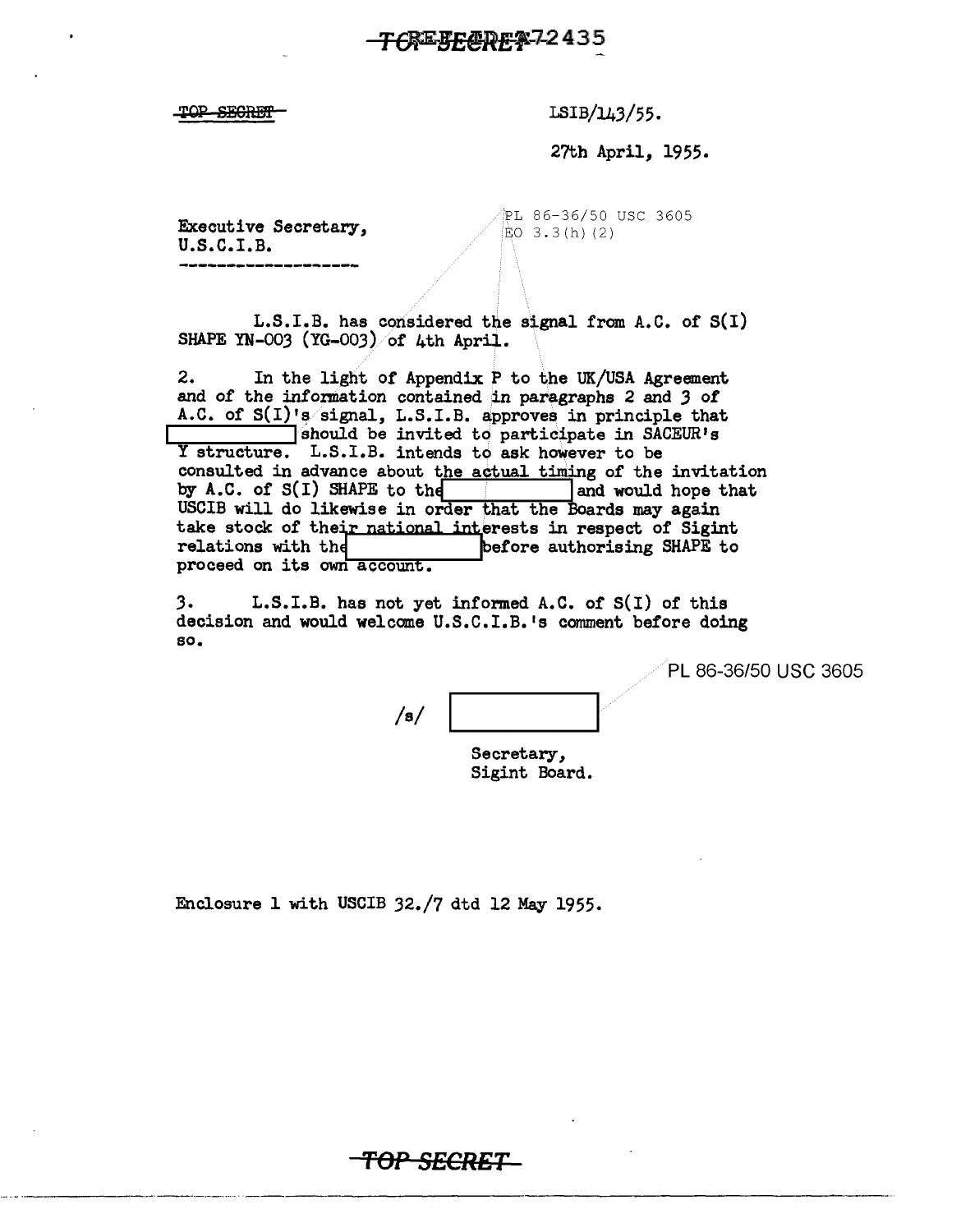TOP SECRET

LSIB/143/55.

27th April, 1955.

PL 86-36/50 USC 3605
EO 3.3(h)(2)

Executive Secretary,
U.S.C.I.B.

L.S.I.B. has considered the signal from A.C. of S(I) SHAPE YN-003 (YG-003) of 4th April.

2. In the light of Appendix P to the UK/USA Agreement and of the information contained in paragraphs 2 and 3 of A.C. of S(I)'s signal, L.S.I.B. approves in principle that [REDACTED] should be invited to participate in SACEUR's Y structure. L.S.I.B. intends to ask however to be consulted in advance about the actual timing of the invitation by A.C. of S(I) SHAPE to the [REDACTED] and would hope that USCIB will do likewise in order that the Boards may again take stock of their national interests in respect of Sigint relations with the [REDACTED] before authorising SHAPE to proceed on its own account.

3. L.S.I.B. has not yet informed A.C. of S(I) of this decision and would welcome U.S.C.I.B.'s comment before doing so.

PL 86-36/50 USC 3605

/s/ [REDACTED]

Secretary,
Sigint Board.

Enclosure 1 with USCIB 32./7 dtd 12 May 1955.

TOP SECRET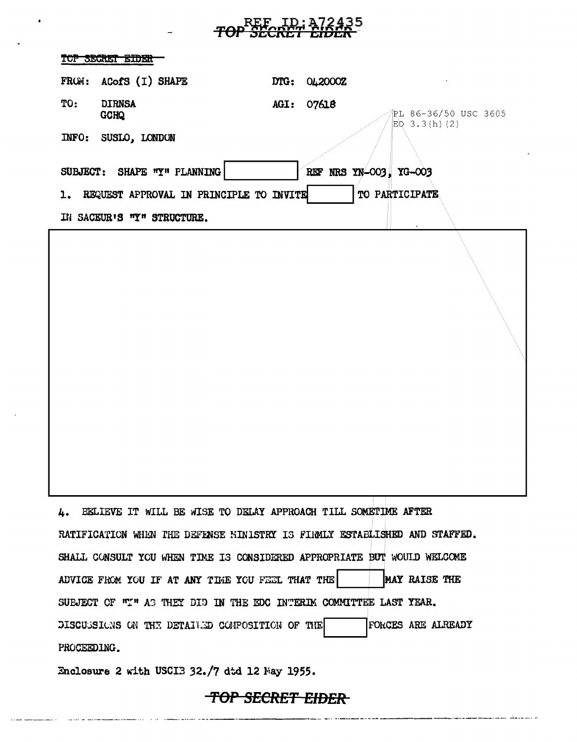TOP SECRET EIDER

FROM: ACofS (I) SHAPE    DTG: 042000Z

TO: DIRNSA
GCHQ    AGI: 07618

INFO: SUSLO, LONDON

PL 86-36/50 USC 3605
EO 3.3(h)(2)

SUBJECT: SHAPE "Y" PLANNING [          ] REF NRS YN-003, YG-003

1. REQUEST APPROVAL IN PRINCIPLE TO INVITE [          ] TO PARTICIPATE IN SACEUR'S "Y" STRUCTURE.

[          ]

4. BELIEVE IT WILL BE WISE TO DELAY APPROACH TILL SOMETIME AFTER RATIFICATION WHEN THE DEFENSE MINISTRY IS FIRMLY ESTABLISHED AND STAFFED. SHALL CONSULT YOU WHEN TIME IS CONSIDERED APPROPRIATE BUT WOULD WELCOME ADVICE FROM YOU IF AT ANY TIME YOU FEEL THAT THE [          ] MAY RAISE THE SUBJECT OF "Y" AS THEY DID IN THE EDC INTERIM COMMITTEE LAST YEAR. DISCUSSIONS ON THE DETAILED COMPOSITION OF THE [          ] FORCES ARE ALREADY PROCEEDING.

Enclosure 2 with USCIB 32./7 dtd 12 May 1955.

TOP SECRET EIDER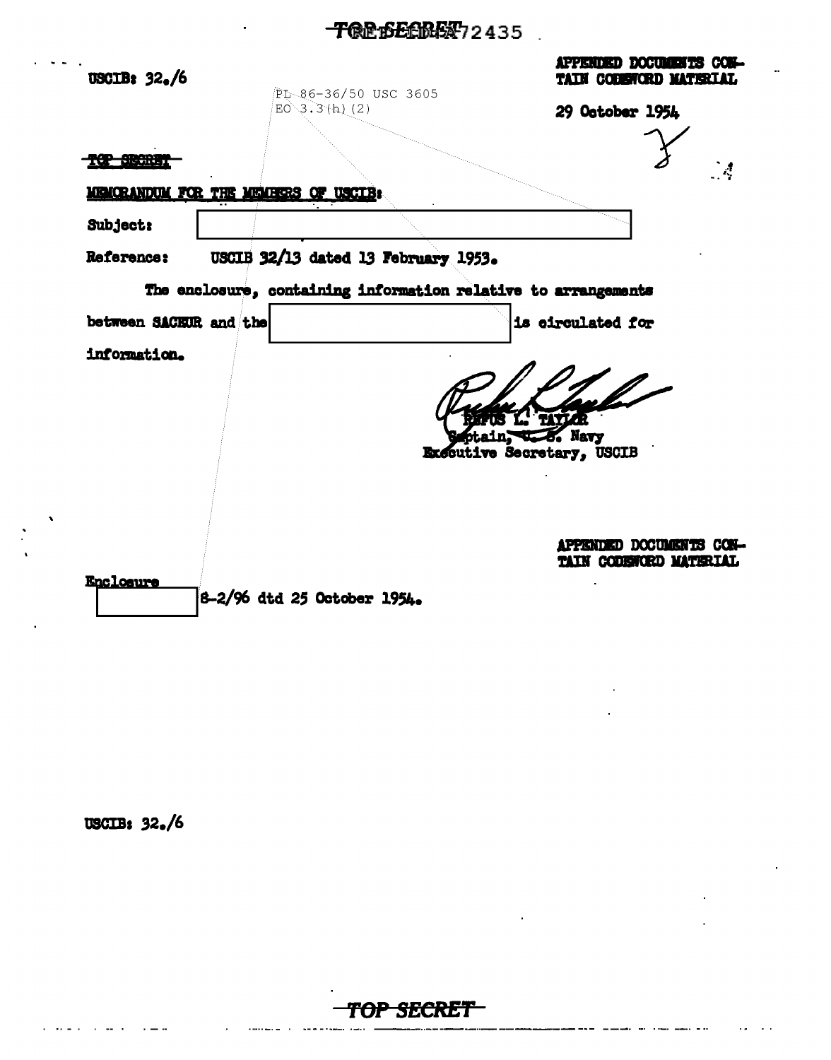TOP SECRET

USCIB: 32./6

APPENDED DOCUMENTS CONTAIN CODEWORD MATERIAL

PL 86-36/50 USC 3605
EO 3.3(h)(2)

29 October 1954

~~TOP SECRET~~

MEMORANDUM FOR THE MEMBERS OF USCIB:

Subject: [redacted]

Reference: USCIB 32/13 dated 13 February 1953.

The enclosure, containing information relative to arrangements between SACEUR and the [redacted] is circulated for information.

RUFUS L. TAYLOR
Captain, U. S. Navy
Executive Secretary, USCIB

APPENDED DOCUMENTS CONTAIN CODEWORD MATERIAL

Enclosure
[redacted] S-2/96 dtd 25 October 1954.

USCIB: 32./6

~~TOP SECRET~~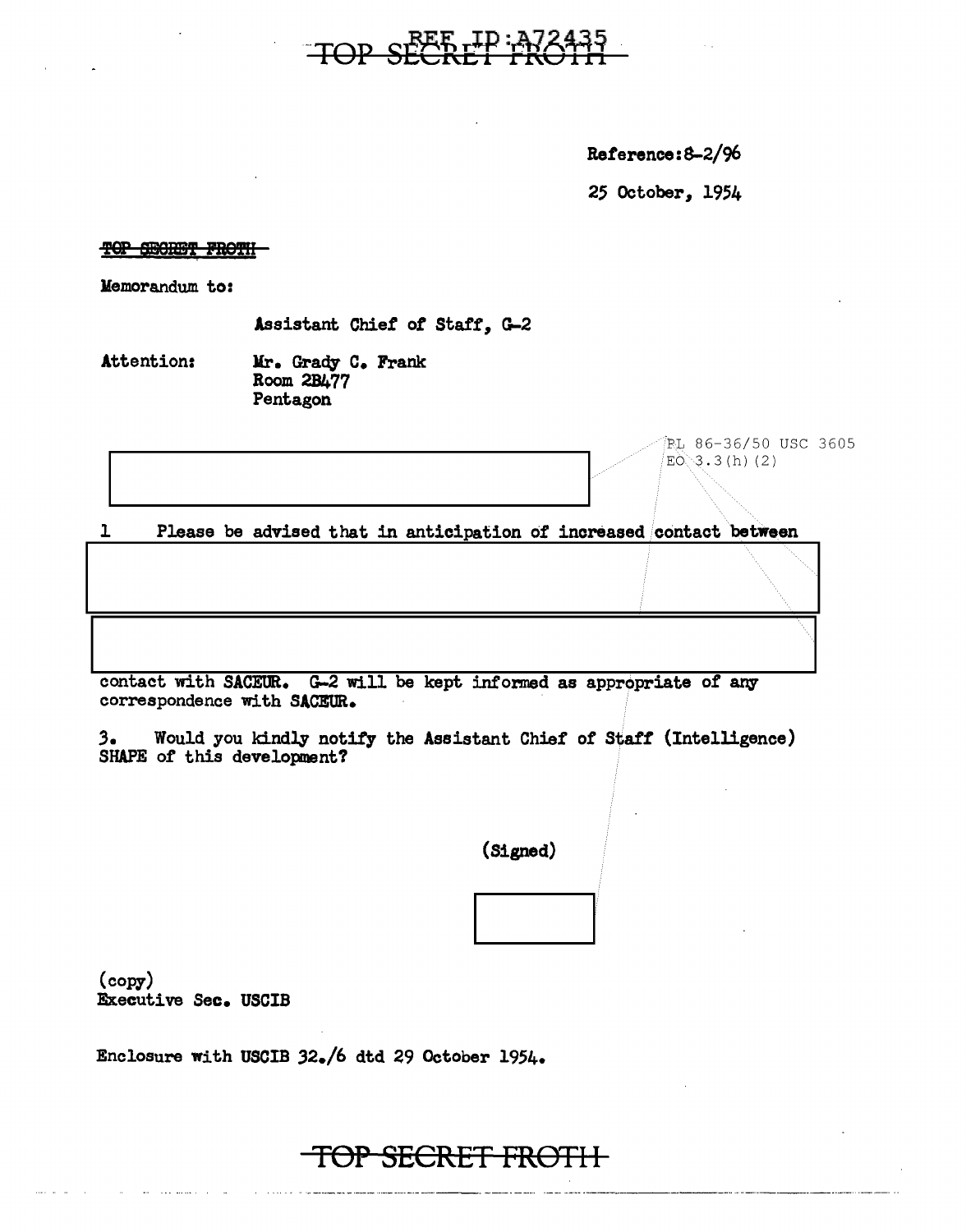REF ID:A72435

~~TOP SECRET FROTH~~

Reference: 8-2/96

25 October, 1954

~~TOP SECRET FROTH~~

Memorandum to:

Assistant Chief of Staff, G-2

Attention: Mr. Grady C. Frank
Room 2B477
Pentagon

PL 86-36/50 USC 3605
EO 3.3(h)(2)

1 Please be advised that in anticipation of increased contact between

contact with SACEUR. G-2 will be kept informed as appropriate of any correspondence with SACEUR.

3. Would you kindly notify the Assistant Chief of Staff (Intelligence) SHAPE of this development?

(Signed)

(copy)
Executive Sec. USCIB

Enclosure with USCIB 32./6 dtd 29 October 1954.

~~TOP SECRET FROTH~~